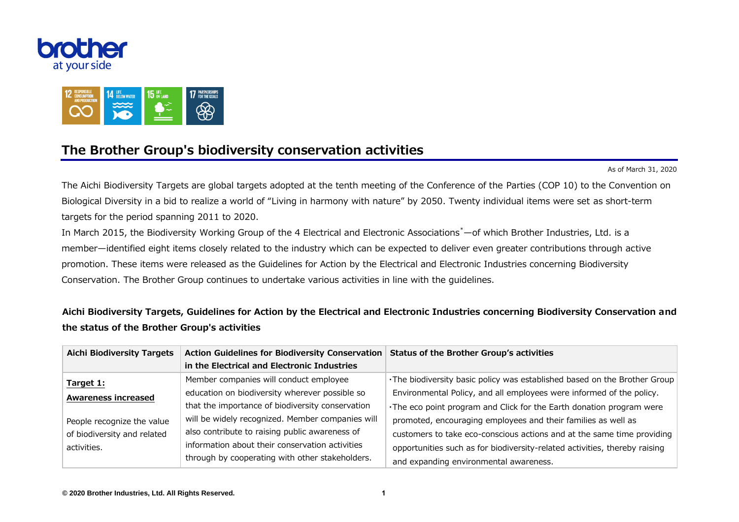# The Brother Group's biodiversity conservation activities

As of March 31, 2020

The Aichi Biodiversity Targets are global targets adopted at the tenth meeting of the Conference of the Parties (COP 10) to the Convention on Biological Diversity in a bid to realize a world of “Living in harmony with nature” by 2050. Twenty individual items were set as short-term targets for the period spanning 2011 to 2020.

In March 2015, the Biodiversity Working Group of the 4 Electrical and Electronic Associations*—of which Brother Industries, Ltd. is a member—identified eight items closely related to the industry which can be expected to deliver even greater contributions through active promotion. These items were released as the Guidelines for Action by the Electrical and Electronic Industries concerning Biodiversity Conservation. The Brother Group continues to undertake various activities in line with the guidelines.

## Aichi Biodiversity Targets, Guidelines for Action by the Electrical and Electronic Industries concerning Biodiversity Conservation and the status of the Brother Group's activities

| Aichi Biodiversity Targets | Action Guidelines for Biodiversity Conservation in the Electrical and Electronic Industries | Status of the Brother Group’s activities |
|---|---|---|
| **Target 1: Awareness increased**<br><br>People recognize the value of biodiversity and related activities. | Member companies will conduct employee education on biodiversity wherever possible so that the importance of biodiversity conservation will be widely recognized. Member companies will also contribute to raising public awareness of information about their conservation activities through by cooperating with other stakeholders. | ・The biodiversity basic policy was established based on the Brother Group Environmental Policy, and all employees were informed of the policy.<br>・The eco point program and Click for the Earth donation program were promoted, encouraging employees and their families as well as customers to take eco-conscious actions and at the same time providing opportunities such as for biodiversity-related activities, thereby raising and expanding environmental awareness. |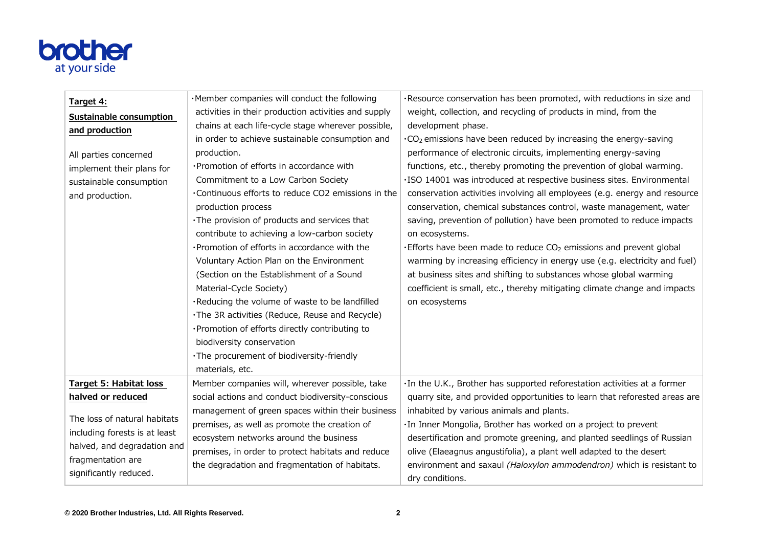| | | |
|---|---|---|
| **Target 4: Sustainable consumption and production**<br><br>All parties concerned implement their plans for sustainable consumption and production. | ・Member companies will conduct the following activities in their production activities and supply chains at each life-cycle stage wherever possible, in order to achieve sustainable consumption and production.<br>・Promotion of efforts in accordance with Commitment to a Low Carbon Society<br>・Continuous efforts to reduce CO2 emissions in the production process<br>・The provision of products and services that contribute to achieving a low-carbon society<br>・Promotion of efforts in accordance with the Voluntary Action Plan on the Environment (Section on the Establishment of a Sound Material-Cycle Society)<br>・Reducing the volume of waste to be landfilled<br>・The 3R activities (Reduce, Reuse and Recycle)<br>・Promotion of efforts directly contributing to biodiversity conservation<br>・The procurement of biodiversity-friendly materials, etc. | ・Resource conservation has been promoted, with reductions in size and weight, collection, and recycling of products in mind, from the development phase.<br>・$CO_2$ emissions have been reduced by increasing the energy-saving performance of electronic circuits, implementing energy-saving functions, etc., thereby promoting the prevention of global warming.<br>・ISO 14001 was introduced at respective business sites. Environmental conservation activities involving all employees (e.g. energy and resource conservation, chemical substances control, waste management, water saving, prevention of pollution) have been promoted to reduce impacts on ecosystems.<br>・Efforts have been made to reduce $CO_2$ emissions and prevent global warming by increasing efficiency in energy use (e.g. electricity and fuel) at business sites and shifting to substances whose global warming coefficient is small, etc., thereby mitigating climate change and impacts on ecosystems |
| **Target 5: Habitat loss halved or reduced**<br><br>The loss of natural habitats including forests is at least halved, and degradation and fragmentation are significantly reduced. | Member companies will, wherever possible, take social actions and conduct biodiversity-conscious management of green spaces within their business premises, as well as promote the creation of ecosystem networks around the business premises, in order to protect habitats and reduce the degradation and fragmentation of habitats. | ・In the U.K., Brother has supported reforestation activities at a former quarry site, and provided opportunities to learn that reforested areas are inhabited by various animals and plants.<br>・In Inner Mongolia, Brother has worked on a project to prevent desertification and promote greening, and planted seedlings of Russian olive (Elaeagnus angustifolia), a plant well adapted to the desert environment and saxaul *(Haloxylon ammodendron)* which is resistant to dry conditions. |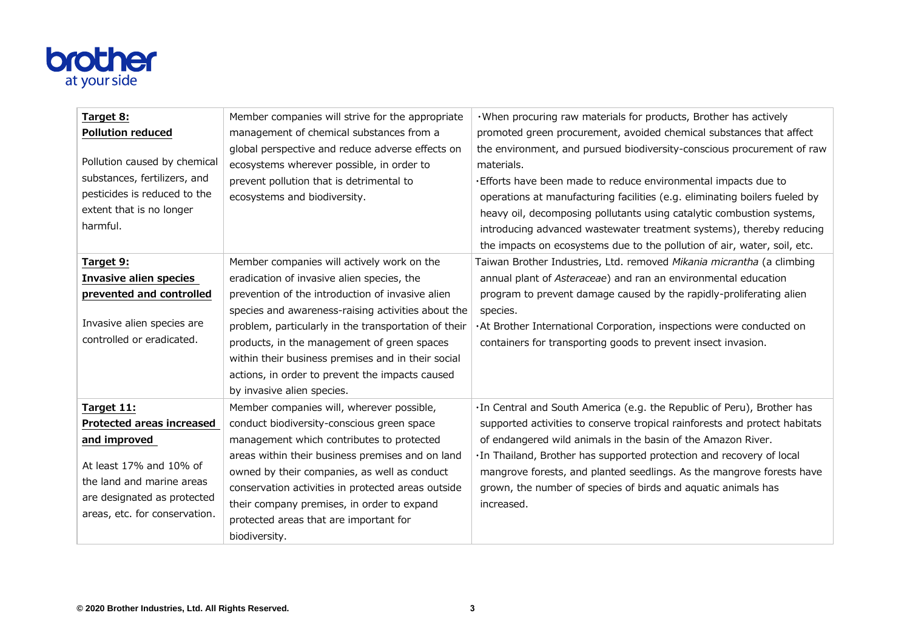| | | |
|---|---|---|
| **Target 8:**<br>**Pollution reduced**<br><br>Pollution caused by chemical substances, fertilizers, and pesticides is reduced to the extent that is no longer harmful. | Member companies will strive for the appropriate management of chemical substances from a global perspective and reduce adverse effects on ecosystems wherever possible, in order to prevent pollution that is detrimental to ecosystems and biodiversity. | ・When procuring raw materials for products, Brother has actively promoted green procurement, avoided chemical substances that affect the environment, and pursued biodiversity-conscious procurement of raw materials.<br>・Efforts have been made to reduce environmental impacts due to operations at manufacturing facilities (e.g. eliminating boilers fueled by heavy oil, decomposing pollutants using catalytic combustion systems, introducing advanced wastewater treatment systems), thereby reducing the impacts on ecosystems due to the pollution of air, water, soil, etc. |
| **Target 9:**<br>**Invasive alien species prevented and controlled**<br><br>Invasive alien species are controlled or eradicated. | Member companies will actively work on the eradication of invasive alien species, the prevention of the introduction of invasive alien species and awareness-raising activities about the problem, particularly in the transportation of their products, in the management of green spaces within their business premises and in their social actions, in order to prevent the impacts caused by invasive alien species. | Taiwan Brother Industries, Ltd. removed *Mikania micrantha* (a climbing annual plant of *Asteraceae*) and ran an environmental education program to prevent damage caused by the rapidly-proliferating alien species.<br>・At Brother International Corporation, inspections were conducted on containers for transporting goods to prevent insect invasion. |
| **Target 11:**<br>**Protected areas increased and improved**<br><br>At least 17% and 10% of the land and marine areas are designated as protected areas, etc. for conservation. | Member companies will, wherever possible, conduct biodiversity-conscious green space management which contributes to protected areas within their business premises and on land owned by their companies, as well as conduct conservation activities in protected areas outside their company premises, in order to expand protected areas that are important for biodiversity. | ・In Central and South America (e.g. the Republic of Peru), Brother has supported activities to conserve tropical rainforests and protect habitats of endangered wild animals in the basin of the Amazon River.<br>・In Thailand, Brother has supported protection and recovery of local mangrove forests, and planted seedlings. As the mangrove forests have grown, the number of species of birds and aquatic animals has increased. |

© 2020 Brother Industries, Ltd. All Rights Reserved.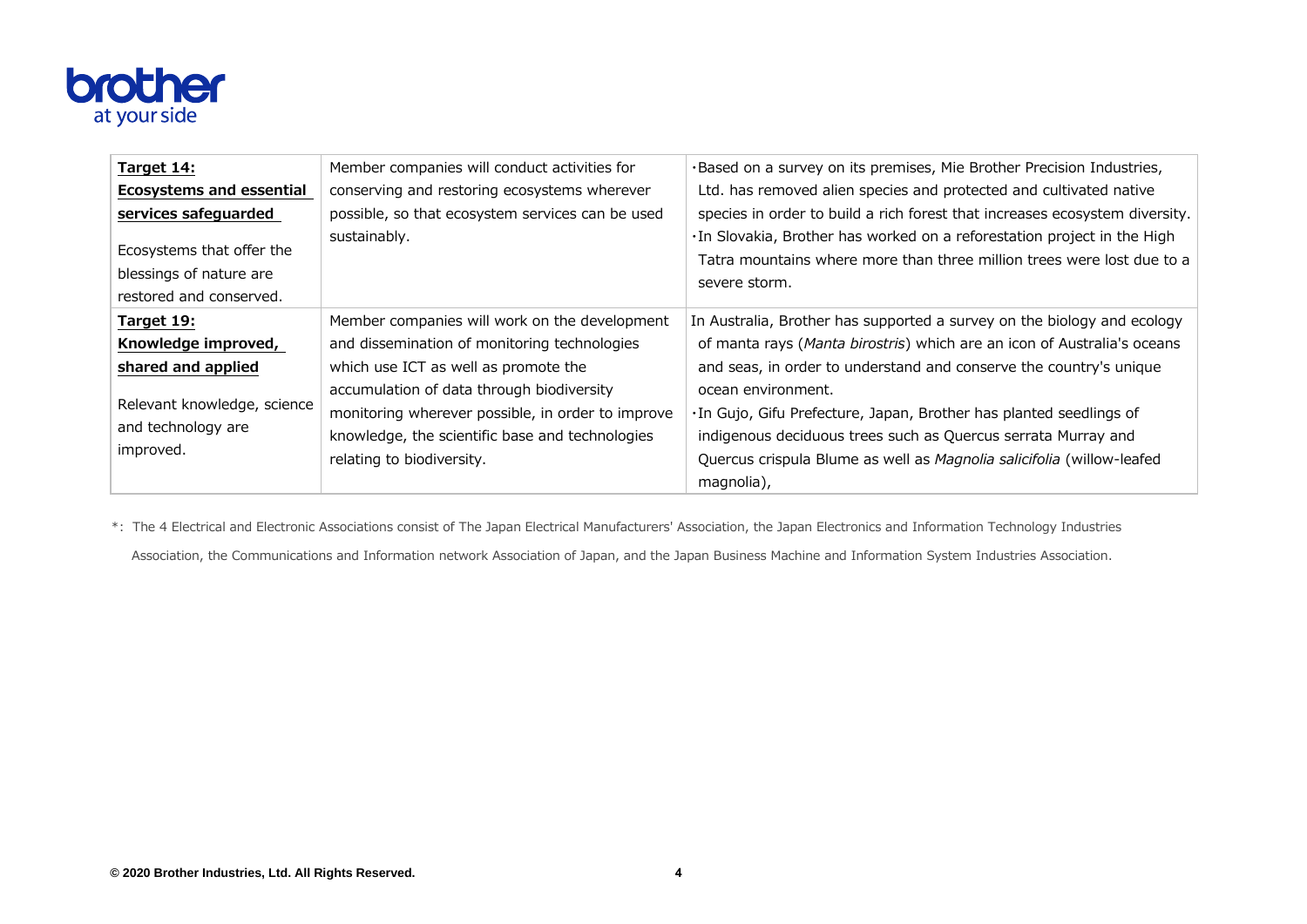| | | |
|---|---|---|
| **Target 14: Ecosystems and essential services safeguarded**<br><br>Ecosystems that offer the blessings of nature are restored and conserved. | Member companies will conduct activities for conserving and restoring ecosystems wherever possible, so that ecosystem services can be used sustainably. | ・Based on a survey on its premises, Mie Brother Precision Industries, Ltd. has removed alien species and protected and cultivated native species in order to build a rich forest that increases ecosystem diversity.<br>・In Slovakia, Brother has worked on a reforestation project in the High Tatra mountains where more than three million trees were lost due to a severe storm. |
| **Target 19: Knowledge improved, shared and applied**<br><br>Relevant knowledge, science and technology are improved. | Member companies will work on the development and dissemination of monitoring technologies which use ICT as well as promote the accumulation of data through biodiversity monitoring wherever possible, in order to improve knowledge, the scientific base and technologies relating to biodiversity. | In Australia, Brother has supported a survey on the biology and ecology of manta rays (*Manta birostris*) which are an icon of Australia's oceans and seas, in order to understand and conserve the country's unique ocean environment.<br>・In Gujo, Gifu Prefecture, Japan, Brother has planted seedlings of indigenous deciduous trees such as Quercus serrata Murray and Quercus crispula Blume as well as *Magnolia salicifolia* (willow-leafed magnolia), |

*: The 4 Electrical and Electronic Associations consist of The Japan Electrical Manufacturers' Association, the Japan Electronics and Information Technology Industries Association, the Communications and Information network Association of Japan, and the Japan Business Machine and Information System Industries Association.